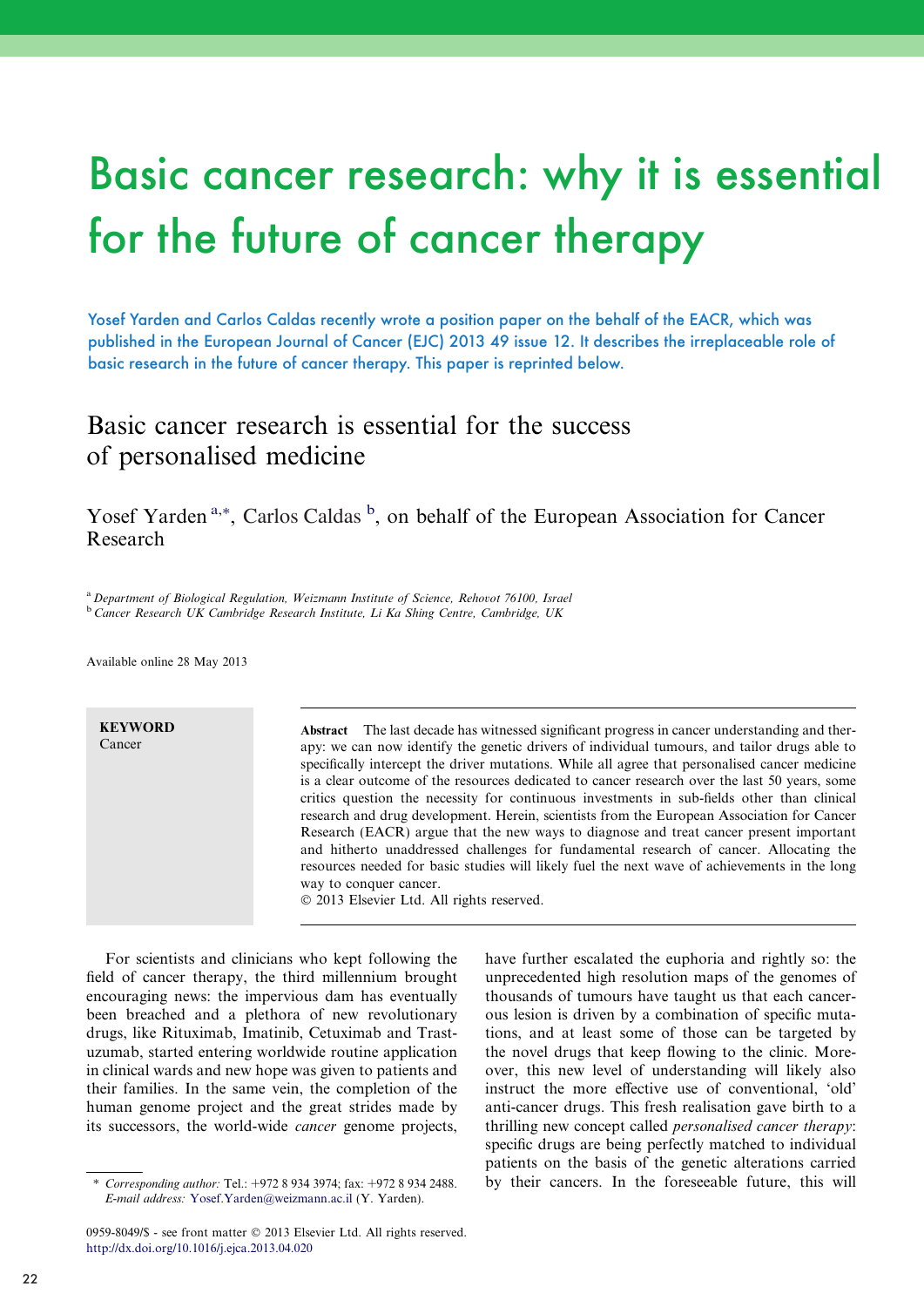# Basic cancer research: why it is essential for the future of cancer therapy

Yosef Yarden and Carlos Caldas recently wrote a position paper on the behalf of the EACR, which was published in the European Journal of Cancer (EJC) 2013 49 issue 12. It describes the irreplaceable role of basic research in the future of cancer therapy. This paper is reprinted below.

## Basic cancer research is essential for the success of personalised medicine

Yosef Yarden[a,*], Carlos Caldas[b], on behalf of the European Association for Cancer Research

[a] *Department of Biological Regulation, Weizmann Institute of Science, Rehovot 76100, Israel*
[b] *Cancer Research UK Cambridge Research Institute, Li Ka Shing Centre, Cambridge, UK*

Available online 28 May 2013

**KEYWORD**
Cancer

**Abstract** The last decade has witnessed significant progress in cancer understanding and therapy: we can now identify the genetic drivers of individual tumours, and tailor drugs able to specifically intercept the driver mutations. While all agree that personalised cancer medicine is a clear outcome of the resources dedicated to cancer research over the last 50 years, some critics question the necessity for continuous investments in sub-fields other than clinical research and drug development. Herein, scientists from the European Association for Cancer Research (EACR) argue that the new ways to diagnose and treat cancer present important and hitherto unaddressed challenges for fundamental research of cancer. Allocating the resources needed for basic studies will likely fuel the next wave of achievements in the long way to conquer cancer.
© 2013 Elsevier Ltd. All rights reserved.

For scientists and clinicians who kept following the field of cancer therapy, the third millennium brought encouraging news: the impervious dam has eventually been breached and a plethora of new revolutionary drugs, like Rituximab, Imatinib, Cetuximab and Trastuzumab, started entering worldwide routine application in clinical wards and new hope was given to patients and their families. In the same vein, the completion of the human genome project and the great strides made by its successors, the world-wide *cancer* genome projects, have further escalated the euphoria and rightly so: the unprecedented high resolution maps of the genomes of thousands of tumours have taught us that each cancerous lesion is driven by a combination of specific mutations, and at least some of those can be targeted by the novel drugs that keep flowing to the clinic. Moreover, this new level of understanding will likely also instruct the more effective use of conventional, 'old' anti-cancer drugs. This fresh realisation gave birth to a thrilling new concept called *personalised cancer therapy*: specific drugs are being perfectly matched to individual patients on the basis of the genetic alterations carried by their cancers. In the foreseeable future, this will

\* *Corresponding author:* Tel.: +972 8 934 3974; fax: +972 8 934 2488.
*E-mail address:* Yosef.Yarden@weizmann.ac.il (Y. Yarden).

0959-8049/$ - see front matter © 2013 Elsevier Ltd. All rights reserved.
http://dx.doi.org/10.1016/j.ejca.2013.04.020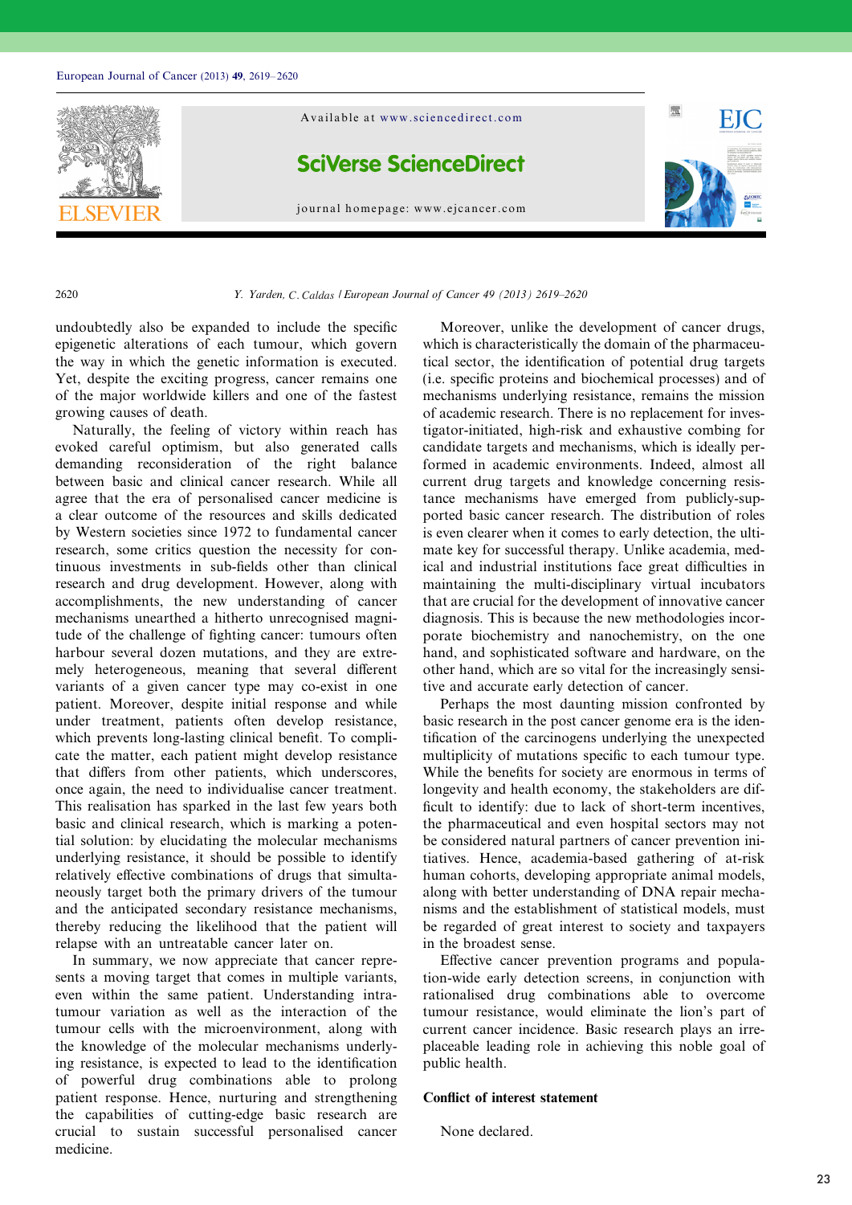undoubtedly also be expanded to include the specific epigenetic alterations of each tumour, which govern the way in which the genetic information is executed. Yet, despite the exciting progress, cancer remains one of the major worldwide killers and one of the fastest growing causes of death.

Naturally, the feeling of victory within reach has evoked careful optimism, but also generated calls demanding reconsideration of the right balance between basic and clinical cancer research. While all agree that the era of personalised cancer medicine is a clear outcome of the resources and skills dedicated by Western societies since 1972 to fundamental cancer research, some critics question the necessity for continuous investments in sub-fields other than clinical research and drug development. However, along with accomplishments, the new understanding of cancer mechanisms unearthed a hitherto unrecognised magnitude of the challenge of fighting cancer: tumours often harbour several dozen mutations, and they are extremely heterogeneous, meaning that several different variants of a given cancer type may co-exist in one patient. Moreover, despite initial response and while under treatment, patients often develop resistance, which prevents long-lasting clinical benefit. To complicate the matter, each patient might develop resistance that differs from other patients, which underscores, once again, the need to individualise cancer treatment. This realisation has sparked in the last few years both basic and clinical research, which is marking a potential solution: by elucidating the molecular mechanisms underlying resistance, it should be possible to identify relatively effective combinations of drugs that simultaneously target both the primary drivers of the tumour and the anticipated secondary resistance mechanisms, thereby reducing the likelihood that the patient will relapse with an untreatable cancer later on.

In summary, we now appreciate that cancer represents a moving target that comes in multiple variants, even within the same patient. Understanding intra-tumour variation as well as the interaction of the tumour cells with the microenvironment, along with the knowledge of the molecular mechanisms underlying resistance, is expected to lead to the identification of powerful drug combinations able to prolong patient response. Hence, nurturing and strengthening the capabilities of cutting-edge basic research are crucial to sustain successful personalised cancer medicine.

Moreover, unlike the development of cancer drugs, which is characteristically the domain of the pharmaceutical sector, the identification of potential drug targets (i.e. specific proteins and biochemical processes) and of mechanisms underlying resistance, remains the mission of academic research. There is no replacement for investigator-initiated, high-risk and exhaustive combing for candidate targets and mechanisms, which is ideally performed in academic environments. Indeed, almost all current drug targets and knowledge concerning resistance mechanisms have emerged from publicly-supported basic cancer research. The distribution of roles is even clearer when it comes to early detection, the ultimate key for successful therapy. Unlike academia, medical and industrial institutions face great difficulties in maintaining the multi-disciplinary virtual incubators that are crucial for the development of innovative cancer diagnosis. This is because the new methodologies incorporate biochemistry and nanochemistry, on the one hand, and sophisticated software and hardware, on the other hand, which are so vital for the increasingly sensitive and accurate early detection of cancer.

Perhaps the most daunting mission confronted by basic research in the post cancer genome era is the identification of the carcinogens underlying the unexpected multiplicity of mutations specific to each tumour type. While the benefits for society are enormous in terms of longevity and health economy, the stakeholders are difficult to identify: due to lack of short-term incentives, the pharmaceutical and even hospital sectors may not be considered natural partners of cancer prevention initiatives. Hence, academia-based gathering of at-risk human cohorts, developing appropriate animal models, along with better understanding of DNA repair mechanisms and the establishment of statistical models, must be regarded of great interest to society and taxpayers in the broadest sense.

Effective cancer prevention programs and population-wide early detection screens, in conjunction with rationalised drug combinations able to overcome tumour resistance, would eliminate the lion's part of current cancer incidence. Basic research plays an irreplaceable leading role in achieving this noble goal of public health.

## Conflict of interest statement

None declared.